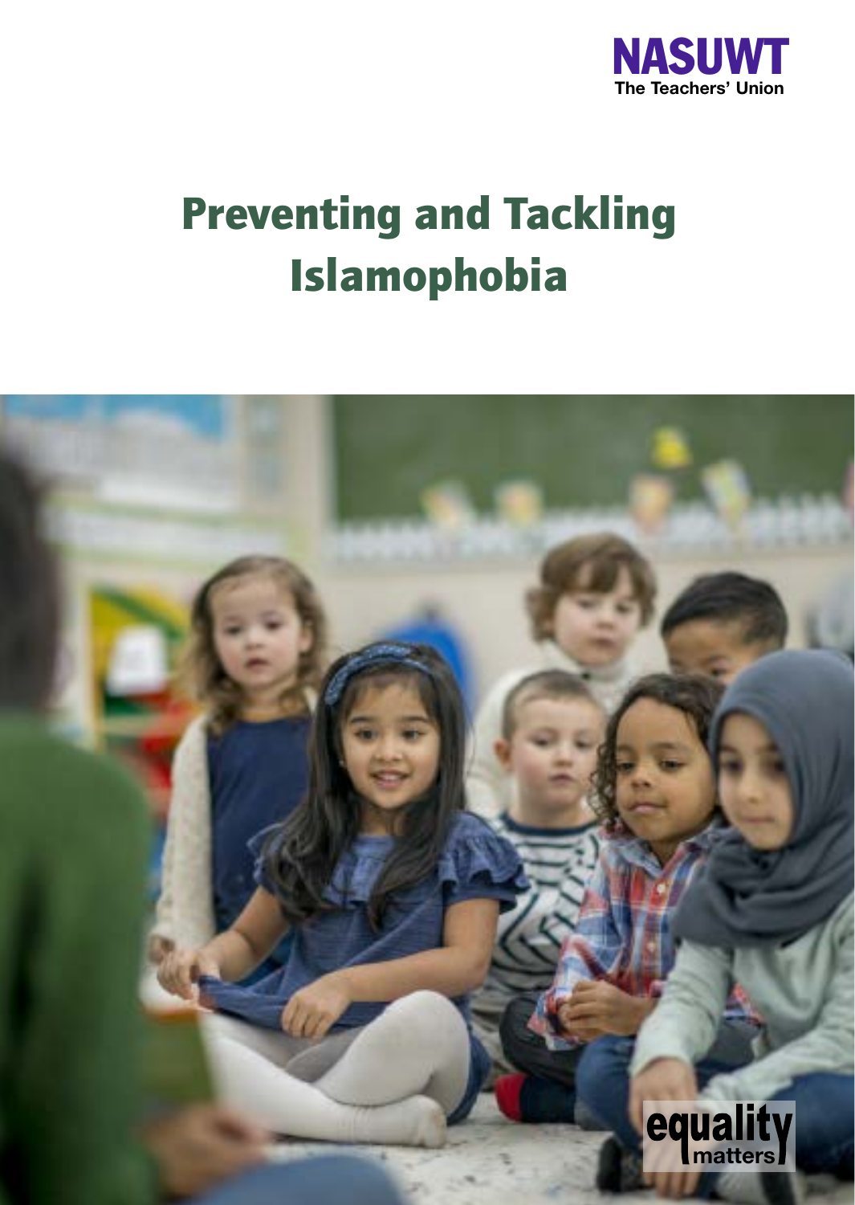NASUWT

The Teachers' Union

# Preventing and Tackling Islamophobia

equality matters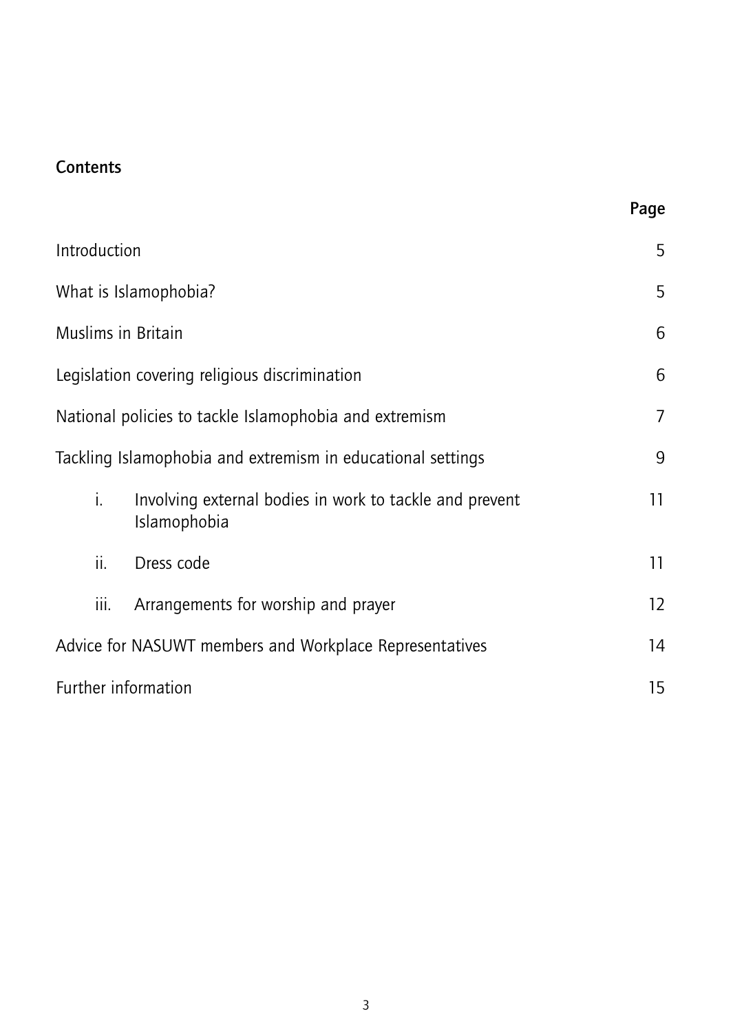## Contents

| | Page |
|---|---|
| Introduction | 5 |
| What is Islamophobia? | 5 |
| Muslims in Britain | 6 |
| Legislation covering religious discrimination | 6 |
| National policies to tackle Islamophobia and extremism | 7 |
| Tackling Islamophobia and extremism in educational settings | 9 |
| i. Involving external bodies in work to tackle and prevent Islamophobia | 11 |
| ii. Dress code | 11 |
| iii. Arrangements for worship and prayer | 12 |
| Advice for NASUWT members and Workplace Representatives | 14 |
| Further information | 15 |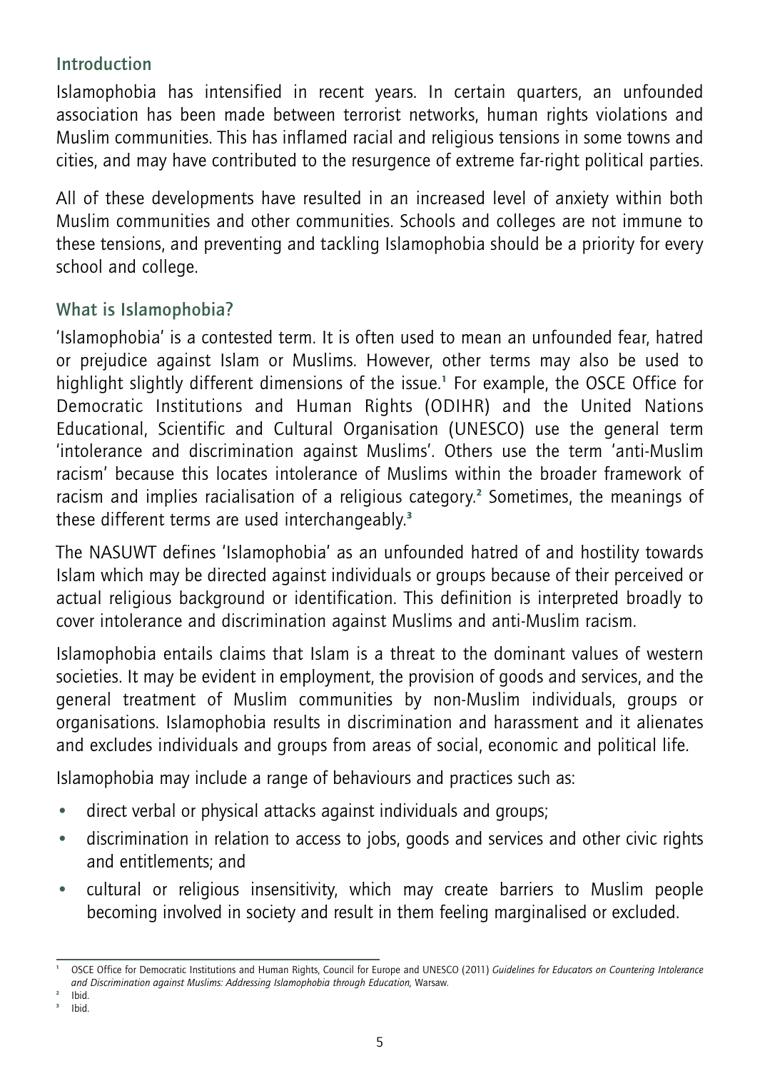## Introduction

Islamophobia has intensified in recent years. In certain quarters, an unfounded association has been made between terrorist networks, human rights violations and Muslim communities. This has inflamed racial and religious tensions in some towns and cities, and may have contributed to the resurgence of extreme far-right political parties.

All of these developments have resulted in an increased level of anxiety within both Muslim communities and other communities. Schools and colleges are not immune to these tensions, and preventing and tackling Islamophobia should be a priority for every school and college.

## What is Islamophobia?

'Islamophobia' is a contested term. It is often used to mean an unfounded fear, hatred or prejudice against Islam or Muslims. However, other terms may also be used to highlight slightly different dimensions of the issue.[1] For example, the OSCE Office for Democratic Institutions and Human Rights (ODIHR) and the United Nations Educational, Scientific and Cultural Organisation (UNESCO) use the general term 'intolerance and discrimination against Muslims'. Others use the term 'anti-Muslim racism' because this locates intolerance of Muslims within the broader framework of racism and implies racialisation of a religious category.[2] Sometimes, the meanings of these different terms are used interchangeably.[3]

The NASUWT defines 'Islamophobia' as an unfounded hatred of and hostility towards Islam which may be directed against individuals or groups because of their perceived or actual religious background or identification. This definition is interpreted broadly to cover intolerance and discrimination against Muslims and anti-Muslim racism.

Islamophobia entails claims that Islam is a threat to the dominant values of western societies. It may be evident in employment, the provision of goods and services, and the general treatment of Muslim communities by non-Muslim individuals, groups or organisations. Islamophobia results in discrimination and harassment and it alienates and excludes individuals and groups from areas of social, economic and political life.

Islamophobia may include a range of behaviours and practices such as:

- direct verbal or physical attacks against individuals and groups;
- discrimination in relation to access to jobs, goods and services and other civic rights and entitlements; and
- cultural or religious insensitivity, which may create barriers to Muslim people becoming involved in society and result in them feeling marginalised or excluded.

---

[1] OSCE Office for Democratic Institutions and Human Rights, Council for Europe and UNESCO (2011) *Guidelines for Educators on Countering Intolerance and Discrimination against Muslims: Addressing Islamophobia through Education*, Warsaw.

[2] Ibid.

[3] Ibid.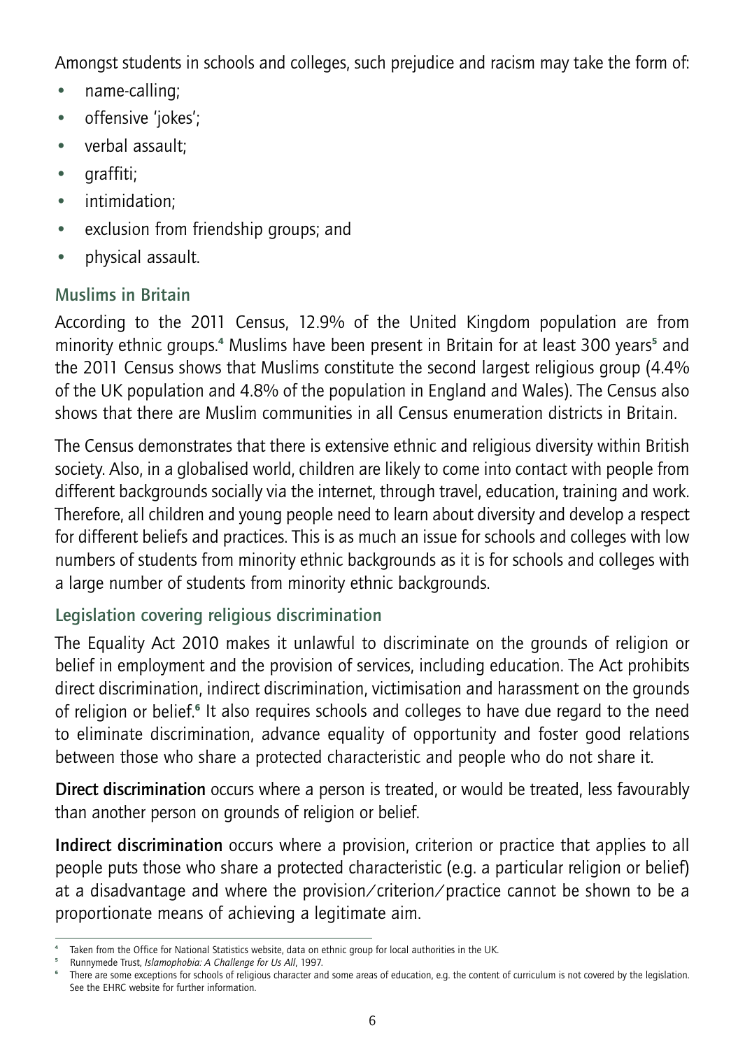Amongst students in schools and colleges, such prejudice and racism may take the form of:

- name-calling;
- offensive 'jokes';
- verbal assault;
- graffiti;
- intimidation;
- exclusion from friendship groups; and
- physical assault.

## Muslims in Britain

According to the 2011 Census, 12.9% of the United Kingdom population are from minority ethnic groups.[4] Muslims have been present in Britain for at least 300 years[5] and the 2011 Census shows that Muslims constitute the second largest religious group (4.4% of the UK population and 4.8% of the population in England and Wales). The Census also shows that there are Muslim communities in all Census enumeration districts in Britain.

The Census demonstrates that there is extensive ethnic and religious diversity within British society. Also, in a globalised world, children are likely to come into contact with people from different backgrounds socially via the internet, through travel, education, training and work. Therefore, all children and young people need to learn about diversity and develop a respect for different beliefs and practices. This is as much an issue for schools and colleges with low numbers of students from minority ethnic backgrounds as it is for schools and colleges with a large number of students from minority ethnic backgrounds.

## Legislation covering religious discrimination

The Equality Act 2010 makes it unlawful to discriminate on the grounds of religion or belief in employment and the provision of services, including education. The Act prohibits direct discrimination, indirect discrimination, victimisation and harassment on the grounds of religion or belief.[6] It also requires schools and colleges to have due regard to the need to eliminate discrimination, advance equality of opportunity and foster good relations between those who share a protected characteristic and people who do not share it.

**Direct discrimination** occurs where a person is treated, or would be treated, less favourably than another person on grounds of religion or belief.

**Indirect discrimination** occurs where a provision, criterion or practice that applies to all people puts those who share a protected characteristic (e.g. a particular religion or belief) at a disadvantage and where the provision/criterion/practice cannot be shown to be a proportionate means of achieving a legitimate aim.

---

[4] Taken from the Office for National Statistics website, data on ethnic group for local authorities in the UK.

[5] Runnymede Trust, *Islamophobia: A Challenge for Us All*, 1997.

[6] There are some exceptions for schools of religious character and some areas of education, e.g. the content of curriculum is not covered by the legislation. See the EHRC website for further information.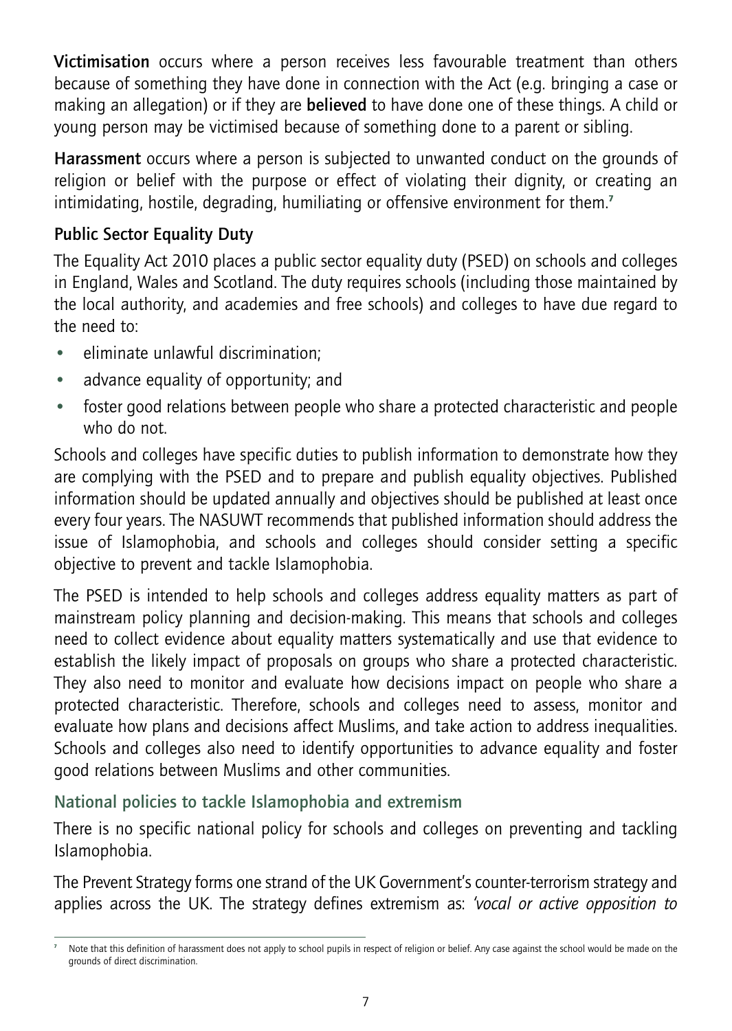**Victimisation** occurs where a person receives less favourable treatment than others because of something they have done in connection with the Act (e.g. bringing a case or making an allegation) or if they are **believed** to have done one of these things. A child or young person may be victimised because of something done to a parent or sibling.

**Harassment** occurs where a person is subjected to unwanted conduct on the grounds of religion or belief with the purpose or effect of violating their dignity, or creating an intimidating, hostile, degrading, humiliating or offensive environment for them.[7]

### Public Sector Equality Duty

The Equality Act 2010 places a public sector equality duty (PSED) on schools and colleges in England, Wales and Scotland. The duty requires schools (including those maintained by the local authority, and academies and free schools) and colleges to have due regard to the need to:

- eliminate unlawful discrimination;
- advance equality of opportunity; and
- foster good relations between people who share a protected characteristic and people who do not.

Schools and colleges have specific duties to publish information to demonstrate how they are complying with the PSED and to prepare and publish equality objectives. Published information should be updated annually and objectives should be published at least once every four years. The NASUWT recommends that published information should address the issue of Islamophobia, and schools and colleges should consider setting a specific objective to prevent and tackle Islamophobia.

The PSED is intended to help schools and colleges address equality matters as part of mainstream policy planning and decision-making. This means that schools and colleges need to collect evidence about equality matters systematically and use that evidence to establish the likely impact of proposals on groups who share a protected characteristic. They also need to monitor and evaluate how decisions impact on people who share a protected characteristic. Therefore, schools and colleges need to assess, monitor and evaluate how plans and decisions affect Muslims, and take action to address inequalities. Schools and colleges also need to identify opportunities to advance equality and foster good relations between Muslims and other communities.

### National policies to tackle Islamophobia and extremism

There is no specific national policy for schools and colleges on preventing and tackling Islamophobia.

The Prevent Strategy forms one strand of the UK Government's counter-terrorism strategy and applies across the UK. The strategy defines extremism as: *'vocal or active opposition to*

[7] Note that this definition of harassment does not apply to school pupils in respect of religion or belief. Any case against the school would be made on the grounds of direct discrimination.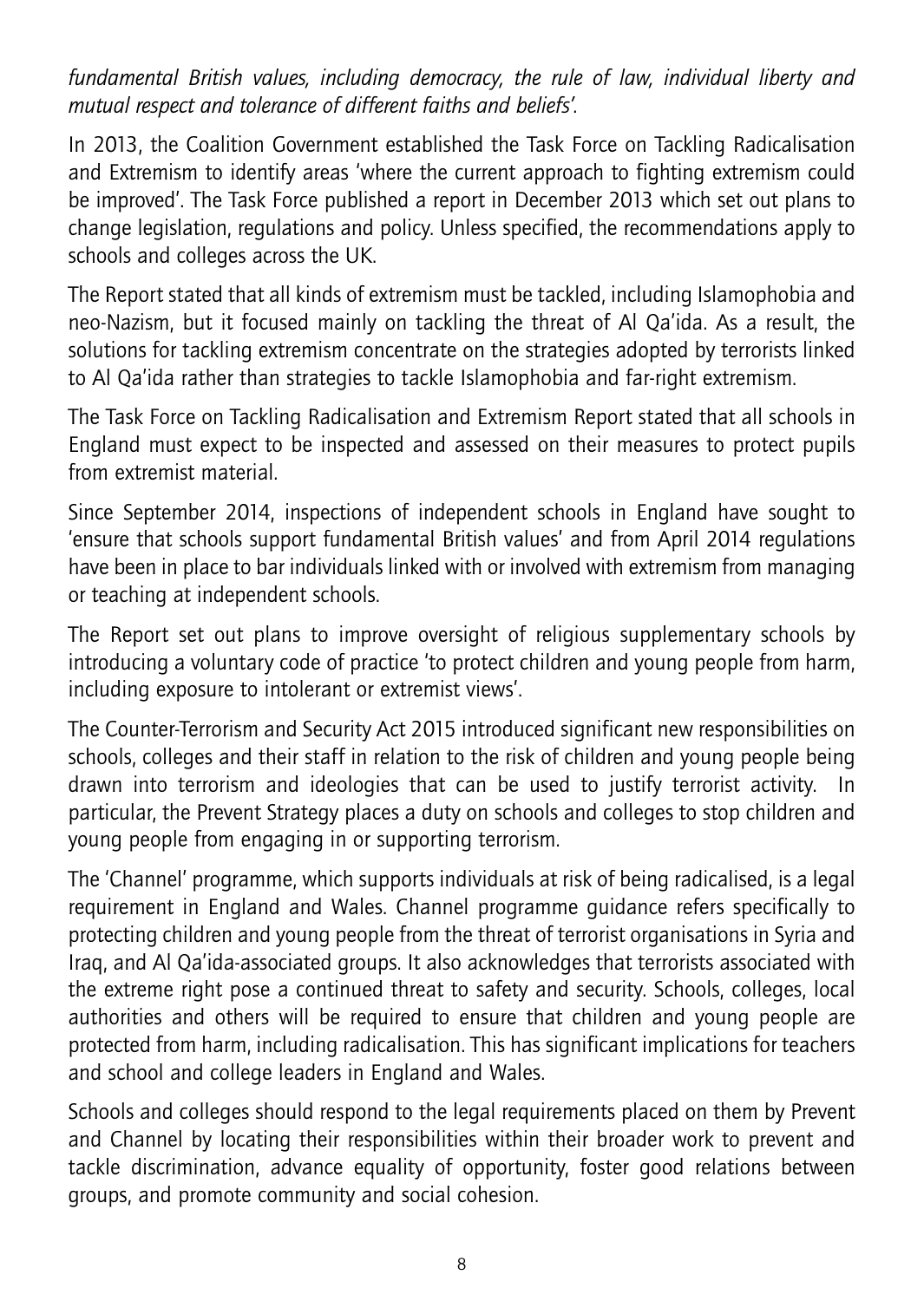*fundamental British values, including democracy, the rule of law, individual liberty and mutual respect and tolerance of different faiths and beliefs'.*

In 2013, the Coalition Government established the Task Force on Tackling Radicalisation and Extremism to identify areas 'where the current approach to fighting extremism could be improved'. The Task Force published a report in December 2013 which set out plans to change legislation, regulations and policy. Unless specified, the recommendations apply to schools and colleges across the UK.

The Report stated that all kinds of extremism must be tackled, including Islamophobia and neo-Nazism, but it focused mainly on tackling the threat of Al Qa'ida. As a result, the solutions for tackling extremism concentrate on the strategies adopted by terrorists linked to Al Qa'ida rather than strategies to tackle Islamophobia and far-right extremism.

The Task Force on Tackling Radicalisation and Extremism Report stated that all schools in England must expect to be inspected and assessed on their measures to protect pupils from extremist material.

Since September 2014, inspections of independent schools in England have sought to 'ensure that schools support fundamental British values' and from April 2014 regulations have been in place to bar individuals linked with or involved with extremism from managing or teaching at independent schools.

The Report set out plans to improve oversight of religious supplementary schools by introducing a voluntary code of practice 'to protect children and young people from harm, including exposure to intolerant or extremist views'.

The Counter-Terrorism and Security Act 2015 introduced significant new responsibilities on schools, colleges and their staff in relation to the risk of children and young people being drawn into terrorism and ideologies that can be used to justify terrorist activity. In particular, the Prevent Strategy places a duty on schools and colleges to stop children and young people from engaging in or supporting terrorism.

The 'Channel' programme, which supports individuals at risk of being radicalised, is a legal requirement in England and Wales. Channel programme guidance refers specifically to protecting children and young people from the threat of terrorist organisations in Syria and Iraq, and Al Qa'ida-associated groups. It also acknowledges that terrorists associated with the extreme right pose a continued threat to safety and security. Schools, colleges, local authorities and others will be required to ensure that children and young people are protected from harm, including radicalisation. This has significant implications for teachers and school and college leaders in England and Wales.

Schools and colleges should respond to the legal requirements placed on them by Prevent and Channel by locating their responsibilities within their broader work to prevent and tackle discrimination, advance equality of opportunity, foster good relations between groups, and promote community and social cohesion.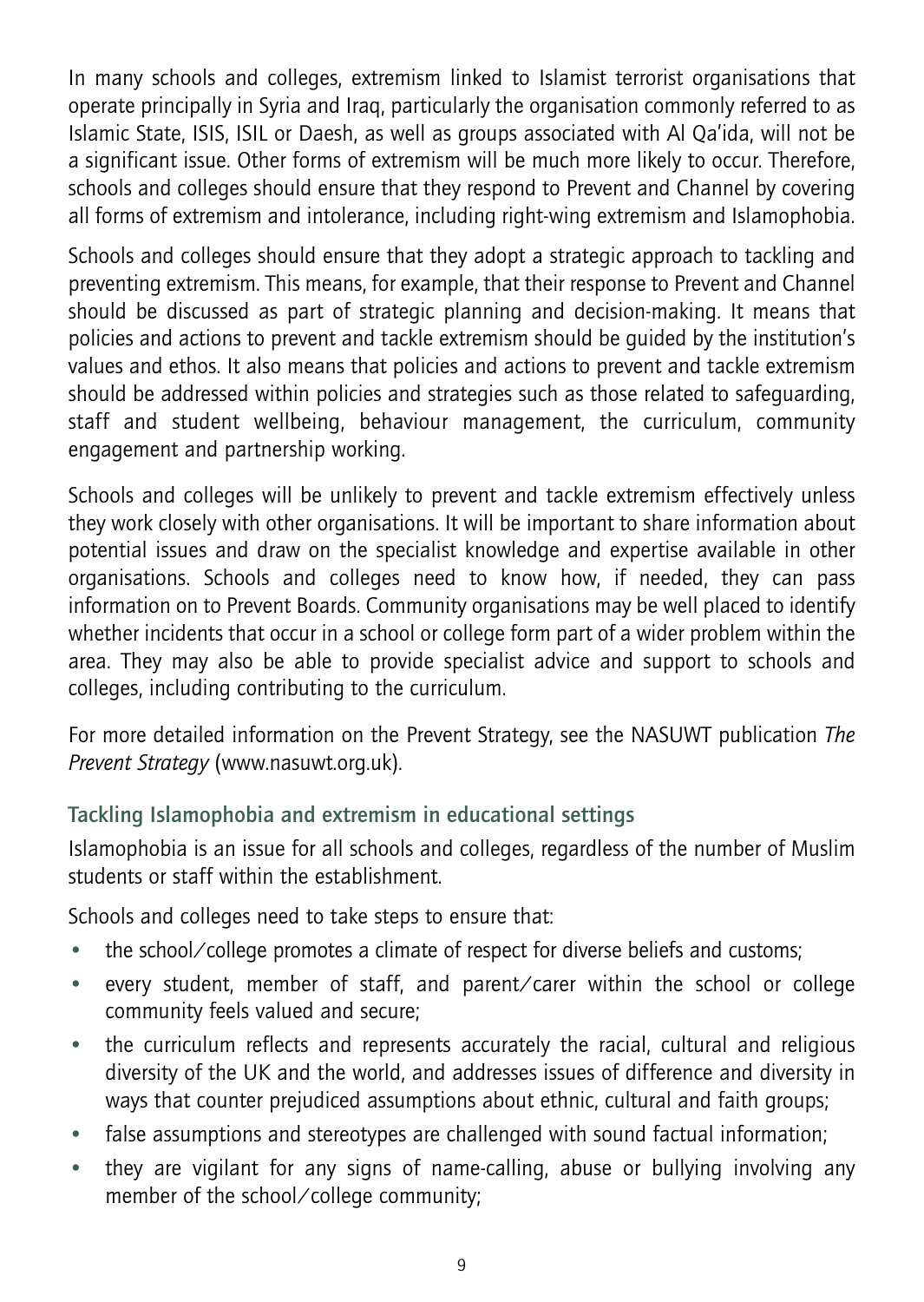In many schools and colleges, extremism linked to Islamist terrorist organisations that operate principally in Syria and Iraq, particularly the organisation commonly referred to as Islamic State, ISIS, ISIL or Daesh, as well as groups associated with Al Qa'ida, will not be a significant issue. Other forms of extremism will be much more likely to occur. Therefore, schools and colleges should ensure that they respond to Prevent and Channel by covering all forms of extremism and intolerance, including right-wing extremism and Islamophobia.

Schools and colleges should ensure that they adopt a strategic approach to tackling and preventing extremism. This means, for example, that their response to Prevent and Channel should be discussed as part of strategic planning and decision-making. It means that policies and actions to prevent and tackle extremism should be guided by the institution's values and ethos. It also means that policies and actions to prevent and tackle extremism should be addressed within policies and strategies such as those related to safeguarding, staff and student wellbeing, behaviour management, the curriculum, community engagement and partnership working.

Schools and colleges will be unlikely to prevent and tackle extremism effectively unless they work closely with other organisations. It will be important to share information about potential issues and draw on the specialist knowledge and expertise available in other organisations. Schools and colleges need to know how, if needed, they can pass information on to Prevent Boards. Community organisations may be well placed to identify whether incidents that occur in a school or college form part of a wider problem within the area. They may also be able to provide specialist advice and support to schools and colleges, including contributing to the curriculum.

For more detailed information on the Prevent Strategy, see the NASUWT publication *The Prevent Strategy* (www.nasuwt.org.uk).

### Tackling Islamophobia and extremism in educational settings

Islamophobia is an issue for all schools and colleges, regardless of the number of Muslim students or staff within the establishment.

Schools and colleges need to take steps to ensure that:

- the school/college promotes a climate of respect for diverse beliefs and customs;
- every student, member of staff, and parent/carer within the school or college community feels valued and secure;
- the curriculum reflects and represents accurately the racial, cultural and religious diversity of the UK and the world, and addresses issues of difference and diversity in ways that counter prejudiced assumptions about ethnic, cultural and faith groups;
- false assumptions and stereotypes are challenged with sound factual information;
- they are vigilant for any signs of name-calling, abuse or bullying involving any member of the school/college community;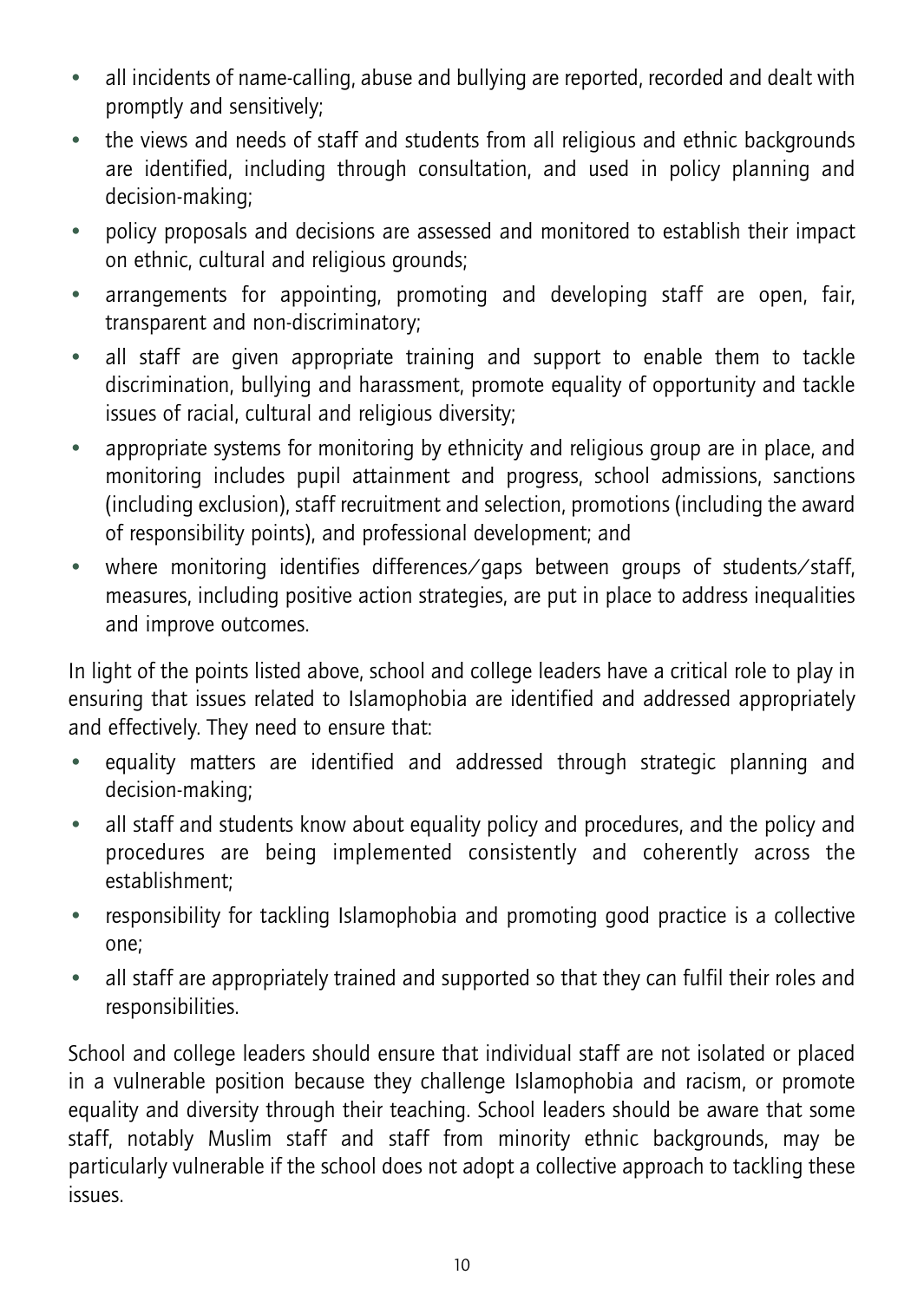- all incidents of name-calling, abuse and bullying are reported, recorded and dealt with promptly and sensitively;
- the views and needs of staff and students from all religious and ethnic backgrounds are identified, including through consultation, and used in policy planning and decision-making;
- policy proposals and decisions are assessed and monitored to establish their impact on ethnic, cultural and religious grounds;
- arrangements for appointing, promoting and developing staff are open, fair, transparent and non-discriminatory;
- all staff are given appropriate training and support to enable them to tackle discrimination, bullying and harassment, promote equality of opportunity and tackle issues of racial, cultural and religious diversity;
- appropriate systems for monitoring by ethnicity and religious group are in place, and monitoring includes pupil attainment and progress, school admissions, sanctions (including exclusion), staff recruitment and selection, promotions (including the award of responsibility points), and professional development; and
- where monitoring identifies differences/gaps between groups of students/staff, measures, including positive action strategies, are put in place to address inequalities and improve outcomes.

In light of the points listed above, school and college leaders have a critical role to play in ensuring that issues related to Islamophobia are identified and addressed appropriately and effectively. They need to ensure that:

- equality matters are identified and addressed through strategic planning and decision-making;
- all staff and students know about equality policy and procedures, and the policy and procedures are being implemented consistently and coherently across the establishment;
- responsibility for tackling Islamophobia and promoting good practice is a collective one;
- all staff are appropriately trained and supported so that they can fulfil their roles and responsibilities.

School and college leaders should ensure that individual staff are not isolated or placed in a vulnerable position because they challenge Islamophobia and racism, or promote equality and diversity through their teaching. School leaders should be aware that some staff, notably Muslim staff and staff from minority ethnic backgrounds, may be particularly vulnerable if the school does not adopt a collective approach to tackling these issues.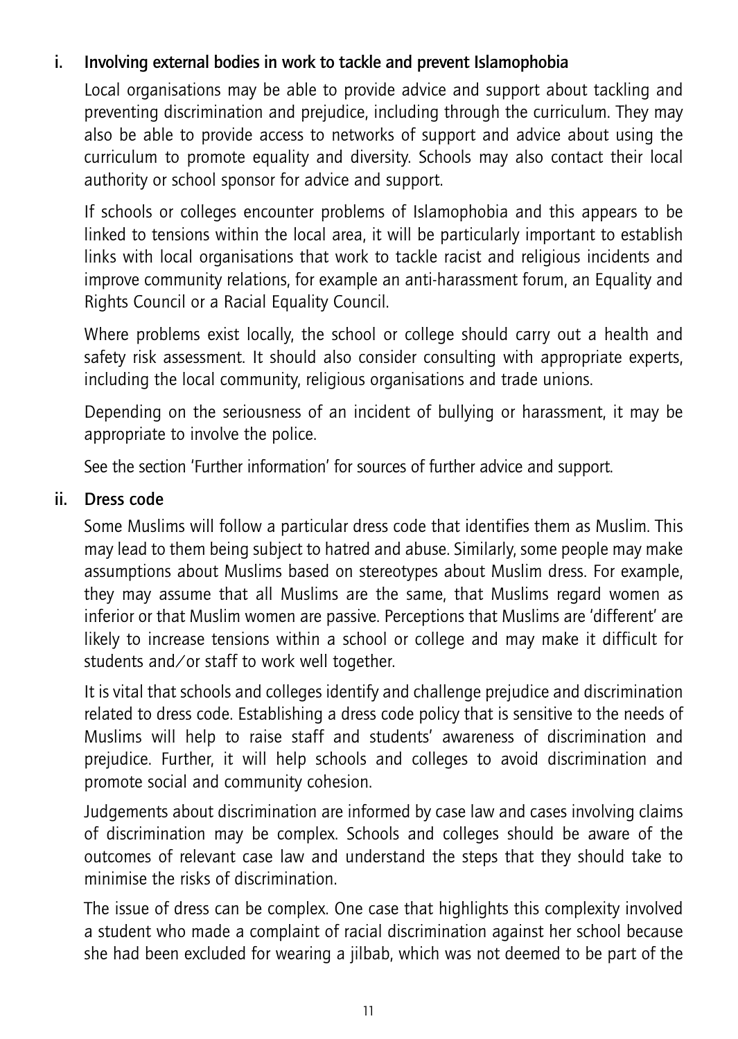### i. Involving external bodies in work to tackle and prevent Islamophobia

Local organisations may be able to provide advice and support about tackling and preventing discrimination and prejudice, including through the curriculum. They may also be able to provide access to networks of support and advice about using the curriculum to promote equality and diversity. Schools may also contact their local authority or school sponsor for advice and support.

If schools or colleges encounter problems of Islamophobia and this appears to be linked to tensions within the local area, it will be particularly important to establish links with local organisations that work to tackle racist and religious incidents and improve community relations, for example an anti-harassment forum, an Equality and Rights Council or a Racial Equality Council.

Where problems exist locally, the school or college should carry out a health and safety risk assessment. It should also consider consulting with appropriate experts, including the local community, religious organisations and trade unions.

Depending on the seriousness of an incident of bullying or harassment, it may be appropriate to involve the police.

See the section 'Further information' for sources of further advice and support.

### ii. Dress code

Some Muslims will follow a particular dress code that identifies them as Muslim. This may lead to them being subject to hatred and abuse. Similarly, some people may make assumptions about Muslims based on stereotypes about Muslim dress. For example, they may assume that all Muslims are the same, that Muslims regard women as inferior or that Muslim women are passive. Perceptions that Muslims are 'different' are likely to increase tensions within a school or college and may make it difficult for students and/or staff to work well together.

It is vital that schools and colleges identify and challenge prejudice and discrimination related to dress code. Establishing a dress code policy that is sensitive to the needs of Muslims will help to raise staff and students' awareness of discrimination and prejudice. Further, it will help schools and colleges to avoid discrimination and promote social and community cohesion.

Judgements about discrimination are informed by case law and cases involving claims of discrimination may be complex. Schools and colleges should be aware of the outcomes of relevant case law and understand the steps that they should take to minimise the risks of discrimination.

The issue of dress can be complex. One case that highlights this complexity involved a student who made a complaint of racial discrimination against her school because she had been excluded for wearing a jilbab, which was not deemed to be part of the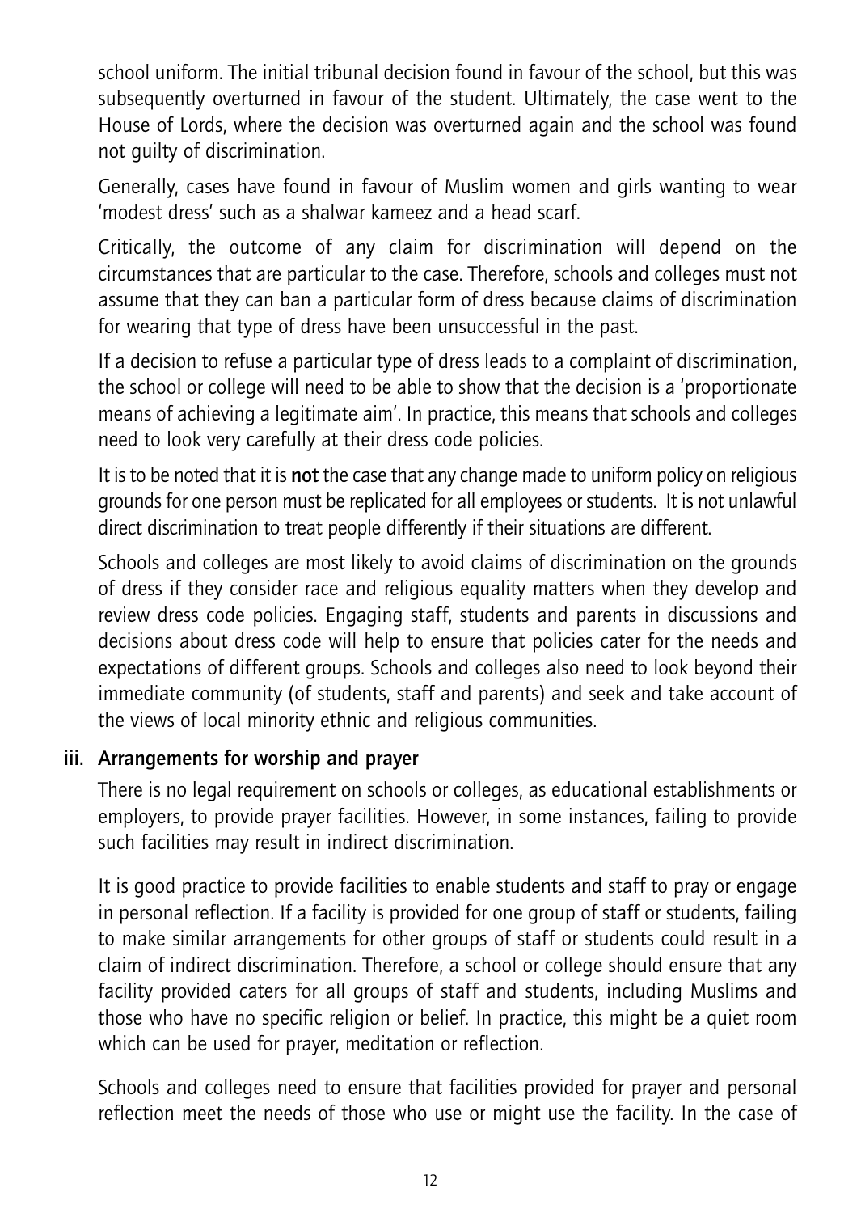school uniform. The initial tribunal decision found in favour of the school, but this was subsequently overturned in favour of the student. Ultimately, the case went to the House of Lords, where the decision was overturned again and the school was found not guilty of discrimination.

Generally, cases have found in favour of Muslim women and girls wanting to wear 'modest dress' such as a shalwar kameez and a head scarf.

Critically, the outcome of any claim for discrimination will depend on the circumstances that are particular to the case. Therefore, schools and colleges must not assume that they can ban a particular form of dress because claims of discrimination for wearing that type of dress have been unsuccessful in the past.

If a decision to refuse a particular type of dress leads to a complaint of discrimination, the school or college will need to be able to show that the decision is a 'proportionate means of achieving a legitimate aim'. In practice, this means that schools and colleges need to look very carefully at their dress code policies.

It is to be noted that it is **not** the case that any change made to uniform policy on religious grounds for one person must be replicated for all employees or students. It is not unlawful direct discrimination to treat people differently if their situations are different.

Schools and colleges are most likely to avoid claims of discrimination on the grounds of dress if they consider race and religious equality matters when they develop and review dress code policies. Engaging staff, students and parents in discussions and decisions about dress code will help to ensure that policies cater for the needs and expectations of different groups. Schools and colleges also need to look beyond their immediate community (of students, staff and parents) and seek and take account of the views of local minority ethnic and religious communities.

### iii. Arrangements for worship and prayer

There is no legal requirement on schools or colleges, as educational establishments or employers, to provide prayer facilities. However, in some instances, failing to provide such facilities may result in indirect discrimination.

It is good practice to provide facilities to enable students and staff to pray or engage in personal reflection. If a facility is provided for one group of staff or students, failing to make similar arrangements for other groups of staff or students could result in a claim of indirect discrimination. Therefore, a school or college should ensure that any facility provided caters for all groups of staff and students, including Muslims and those who have no specific religion or belief. In practice, this might be a quiet room which can be used for prayer, meditation or reflection.

Schools and colleges need to ensure that facilities provided for prayer and personal reflection meet the needs of those who use or might use the facility. In the case of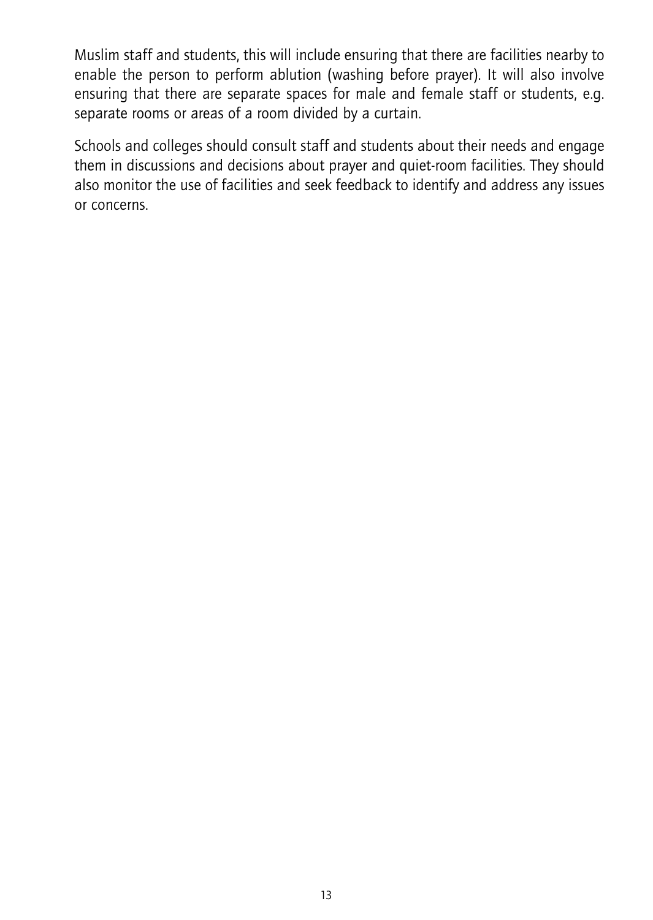Muslim staff and students, this will include ensuring that there are facilities nearby to enable the person to perform ablution (washing before prayer). It will also involve ensuring that there are separate spaces for male and female staff or students, e.g. separate rooms or areas of a room divided by a curtain.

Schools and colleges should consult staff and students about their needs and engage them in discussions and decisions about prayer and quiet-room facilities. They should also monitor the use of facilities and seek feedback to identify and address any issues or concerns.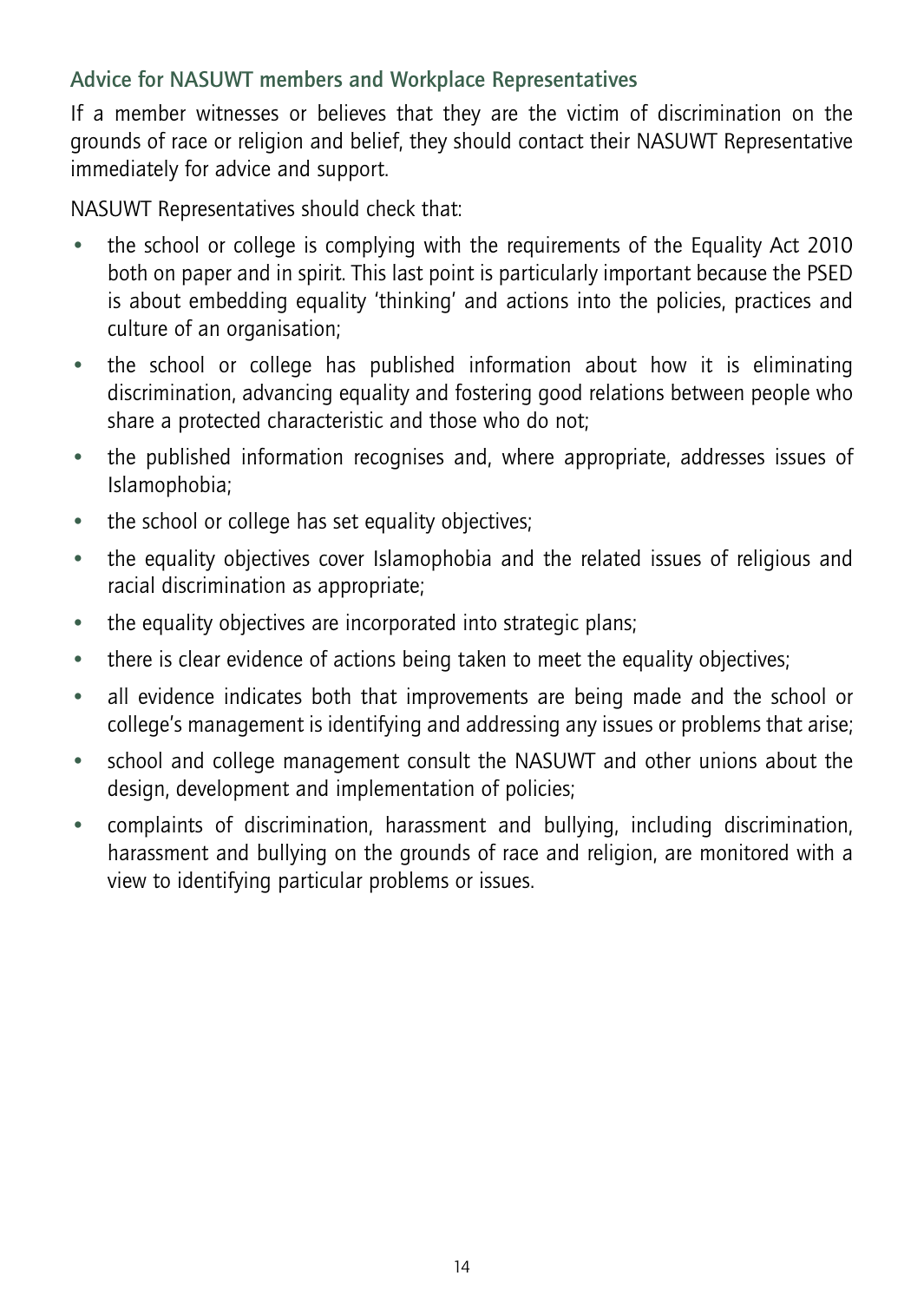### Advice for NASUWT members and Workplace Representatives

If a member witnesses or believes that they are the victim of discrimination on the grounds of race or religion and belief, they should contact their NASUWT Representative immediately for advice and support.

NASUWT Representatives should check that:

- the school or college is complying with the requirements of the Equality Act 2010 both on paper and in spirit. This last point is particularly important because the PSED is about embedding equality 'thinking' and actions into the policies, practices and culture of an organisation;
- the school or college has published information about how it is eliminating discrimination, advancing equality and fostering good relations between people who share a protected characteristic and those who do not;
- the published information recognises and, where appropriate, addresses issues of Islamophobia;
- the school or college has set equality objectives;
- the equality objectives cover Islamophobia and the related issues of religious and racial discrimination as appropriate;
- the equality objectives are incorporated into strategic plans;
- there is clear evidence of actions being taken to meet the equality objectives;
- all evidence indicates both that improvements are being made and the school or college's management is identifying and addressing any issues or problems that arise;
- school and college management consult the NASUWT and other unions about the design, development and implementation of policies;
- complaints of discrimination, harassment and bullying, including discrimination, harassment and bullying on the grounds of race and religion, are monitored with a view to identifying particular problems or issues.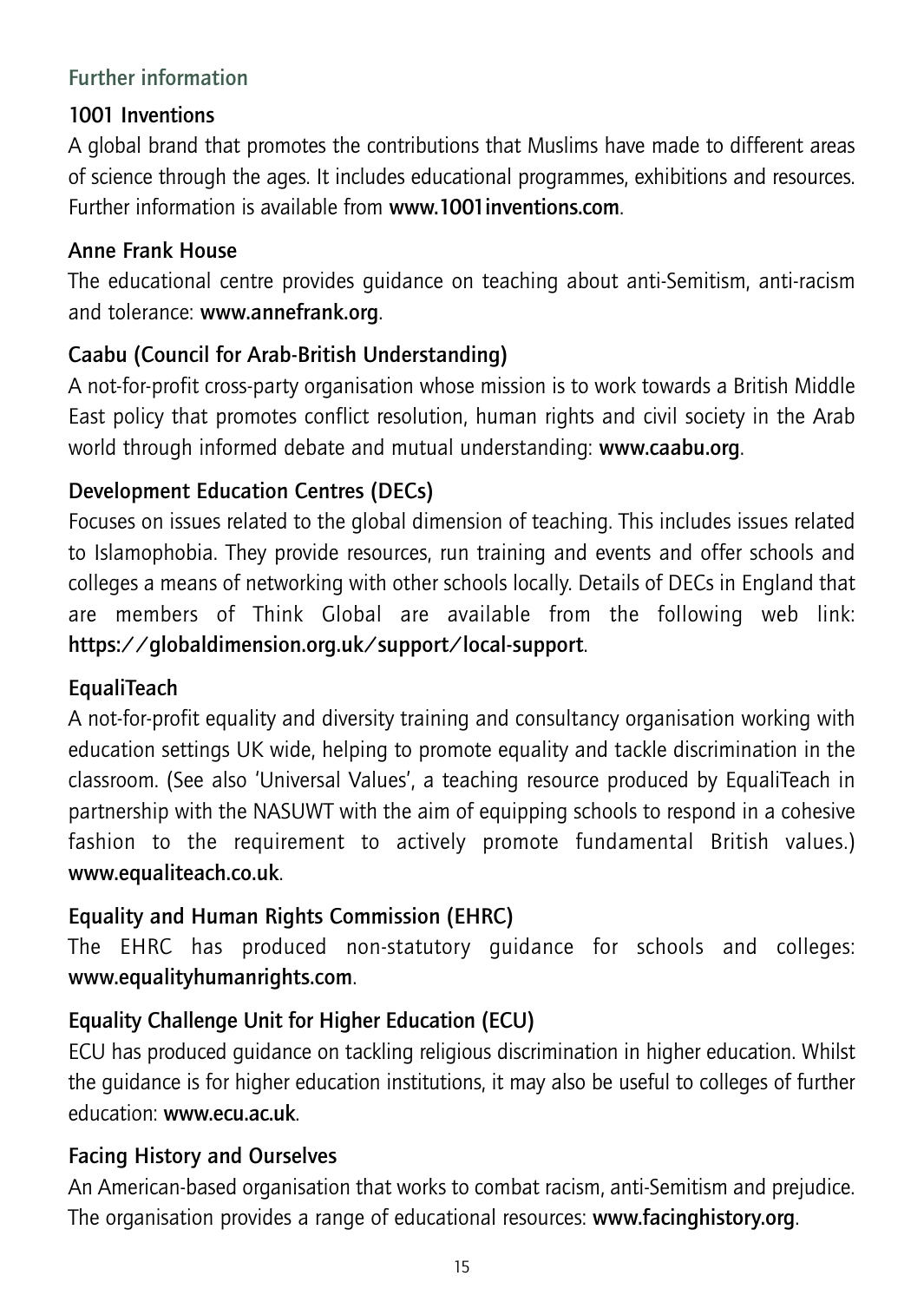## Further information

### 1001 Inventions

A global brand that promotes the contributions that Muslims have made to different areas of science through the ages. It includes educational programmes, exhibitions and resources. Further information is available from **www.1001inventions.com**.

### Anne Frank House

The educational centre provides guidance on teaching about anti-Semitism, anti-racism and tolerance: **www.annefrank.org**.

### Caabu (Council for Arab-British Understanding)

A not-for-profit cross-party organisation whose mission is to work towards a British Middle East policy that promotes conflict resolution, human rights and civil society in the Arab world through informed debate and mutual understanding: **www.caabu.org**.

### Development Education Centres (DECs)

Focuses on issues related to the global dimension of teaching. This includes issues related to Islamophobia. They provide resources, run training and events and offer schools and colleges a means of networking with other schools locally. Details of DECs in England that are members of Think Global are available from the following web link: **https://globaldimension.org.uk/support/local-support**.

### EqualiTeach

A not-for-profit equality and diversity training and consultancy organisation working with education settings UK wide, helping to promote equality and tackle discrimination in the classroom. (See also 'Universal Values', a teaching resource produced by EqualiTeach in partnership with the NASUWT with the aim of equipping schools to respond in a cohesive fashion to the requirement to actively promote fundamental British values.) **www.equaliteach.co.uk**.

### Equality and Human Rights Commission (EHRC)

The EHRC has produced non-statutory guidance for schools and colleges: **www.equalityhumanrights.com**.

### Equality Challenge Unit for Higher Education (ECU)

ECU has produced guidance on tackling religious discrimination in higher education. Whilst the guidance is for higher education institutions, it may also be useful to colleges of further education: **www.ecu.ac.uk**.

### Facing History and Ourselves

An American-based organisation that works to combat racism, anti-Semitism and prejudice. The organisation provides a range of educational resources: **www.facinghistory.org**.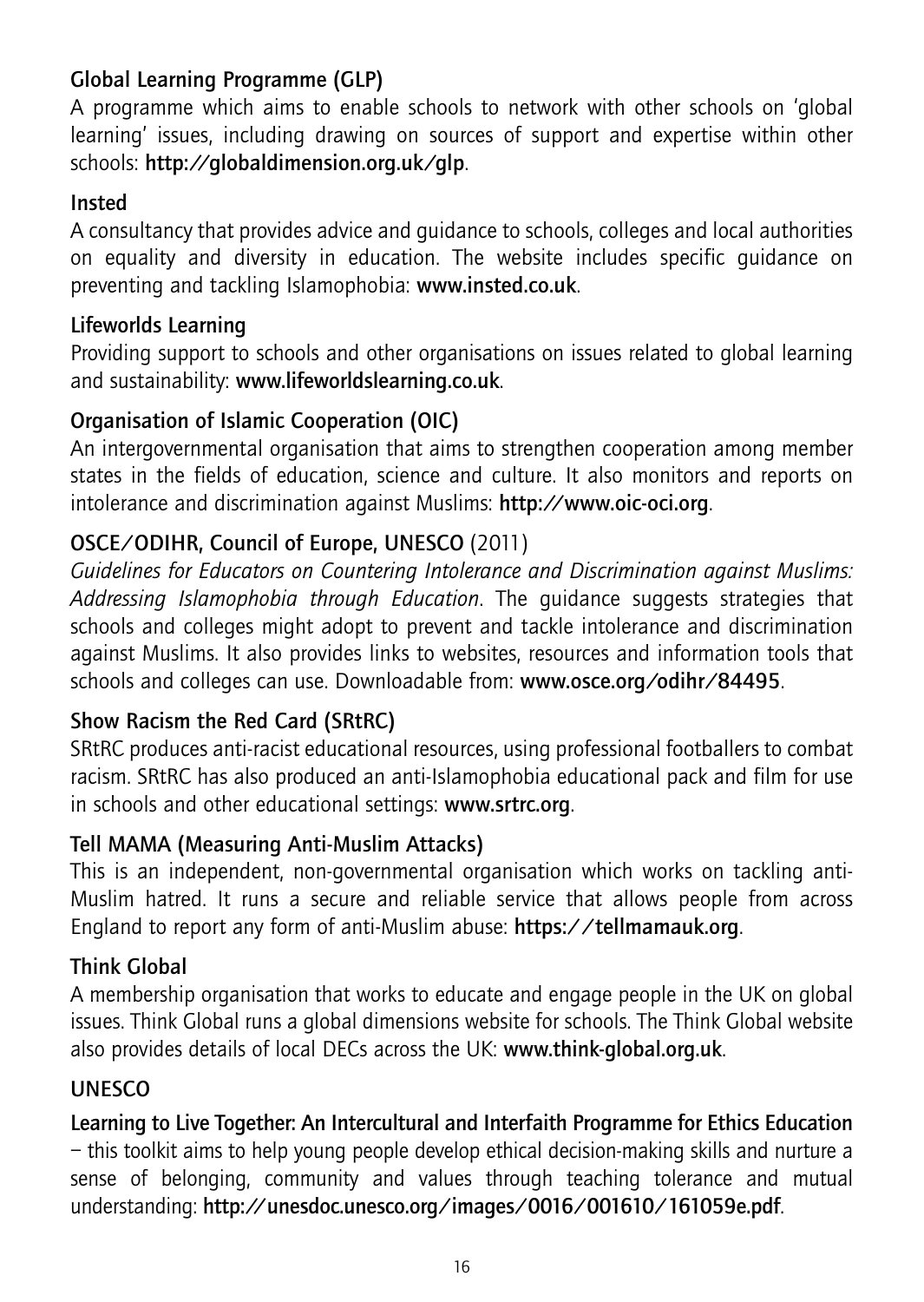**Global Learning Programme (GLP)**
A programme which aims to enable schools to network with other schools on 'global learning' issues, including drawing on sources of support and expertise within other schools: **http://globaldimension.org.uk/glp**.

**Insted**
A consultancy that provides advice and guidance to schools, colleges and local authorities on equality and diversity in education. The website includes specific guidance on preventing and tackling Islamophobia: **www.insted.co.uk**.

**Lifeworlds Learning**
Providing support to schools and other organisations on issues related to global learning and sustainability: **www.lifeworldslearning.co.uk**.

**Organisation of Islamic Cooperation (OIC)**
An intergovernmental organisation that aims to strengthen cooperation among member states in the fields of education, science and culture. It also monitors and reports on intolerance and discrimination against Muslims: **http://www.oic-oci.org**.

**OSCE/ODIHR, Council of Europe, UNESCO** (2011)
*Guidelines for Educators on Countering Intolerance and Discrimination against Muslims: Addressing Islamophobia through Education*. The guidance suggests strategies that schools and colleges might adopt to prevent and tackle intolerance and discrimination against Muslims. It also provides links to websites, resources and information tools that schools and colleges can use. Downloadable from: **www.osce.org/odihr/84495**.

**Show Racism the Red Card (SRtRC)**
SRtRC produces anti-racist educational resources, using professional footballers to combat racism. SRtRC has also produced an anti-Islamophobia educational pack and film for use in schools and other educational settings: **www.srtrc.org**.

**Tell MAMA (Measuring Anti-Muslim Attacks)**
This is an independent, non-governmental organisation which works on tackling anti-Muslim hatred. It runs a secure and reliable service that allows people from across England to report any form of anti-Muslim abuse: **https://tellmamauk.org**.

**Think Global**
A membership organisation that works to educate and engage people in the UK on global issues. Think Global runs a global dimensions website for schools. The Think Global website also provides details of local DECs across the UK: **www.think-global.org.uk**.

**UNESCO**

**Learning to Live Together: An Intercultural and Interfaith Programme for Ethics Education** – this toolkit aims to help young people develop ethical decision-making skills and nurture a sense of belonging, community and values through teaching tolerance and mutual understanding: **http://unesdoc.unesco.org/images/0016/001610/161059e.pdf**.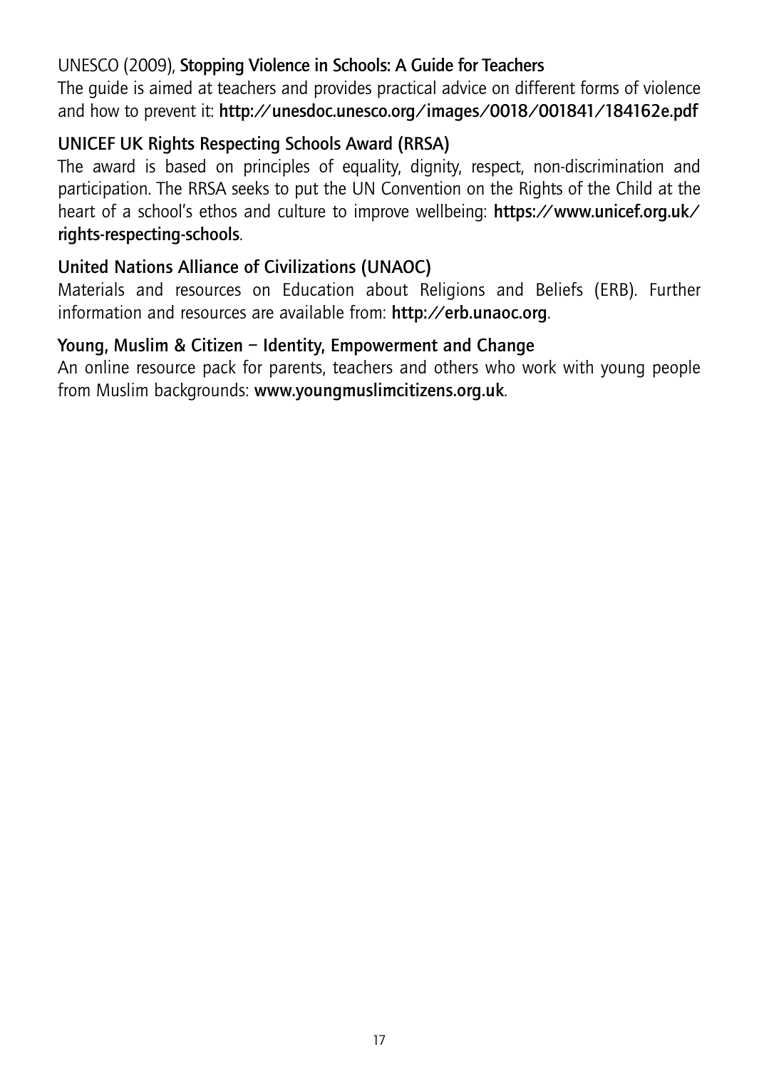UNESCO (2009), **Stopping Violence in Schools: A Guide for Teachers**

The guide is aimed at teachers and provides practical advice on different forms of violence and how to prevent it: **http://unesdoc.unesco.org/images/0018/001841/184162e.pdf**

**UNICEF UK Rights Respecting Schools Award (RRSA)**

The award is based on principles of equality, dignity, respect, non-discrimination and participation. The RRSA seeks to put the UN Convention on the Rights of the Child at the heart of a school's ethos and culture to improve wellbeing: **https://www.unicef.org.uk/rights-respecting-schools**.

**United Nations Alliance of Civilizations (UNAOC)**

Materials and resources on Education about Religions and Beliefs (ERB). Further information and resources are available from: **http://erb.unaoc.org**.

**Young, Muslim & Citizen – Identity, Empowerment and Change**

An online resource pack for parents, teachers and others who work with young people from Muslim backgrounds: **www.youngmuslimcitizens.org.uk**.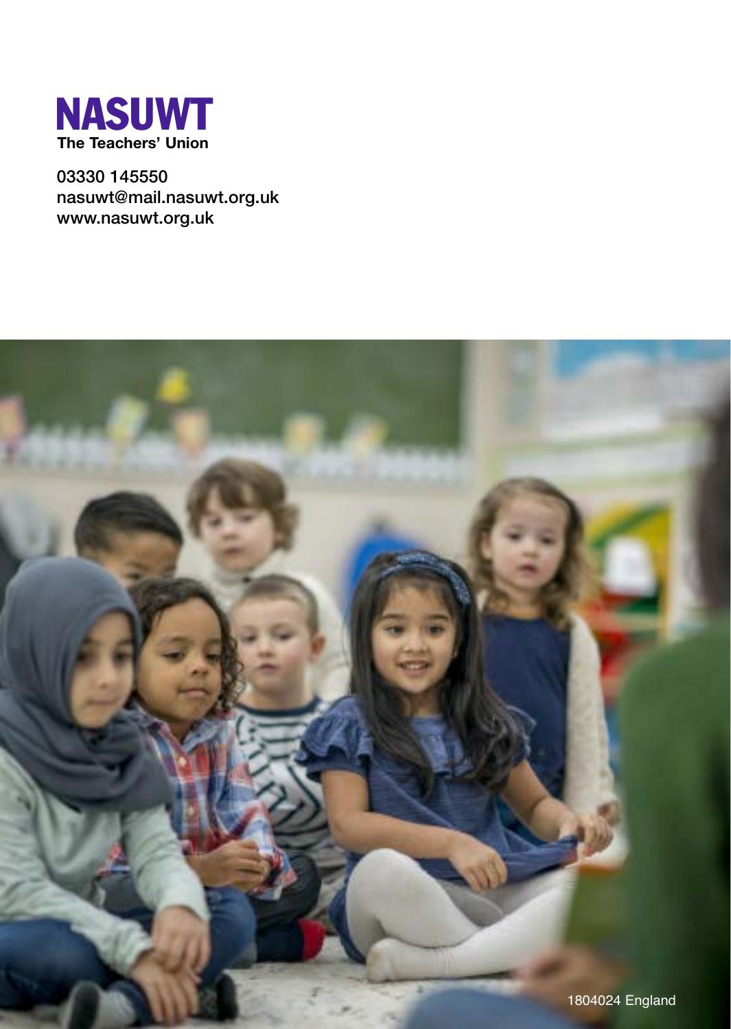NASUWT

The Teachers' Union

03330 145550
nasuwt@mail.nasuwt.org.uk
www.nasuwt.org.uk

1804024 England